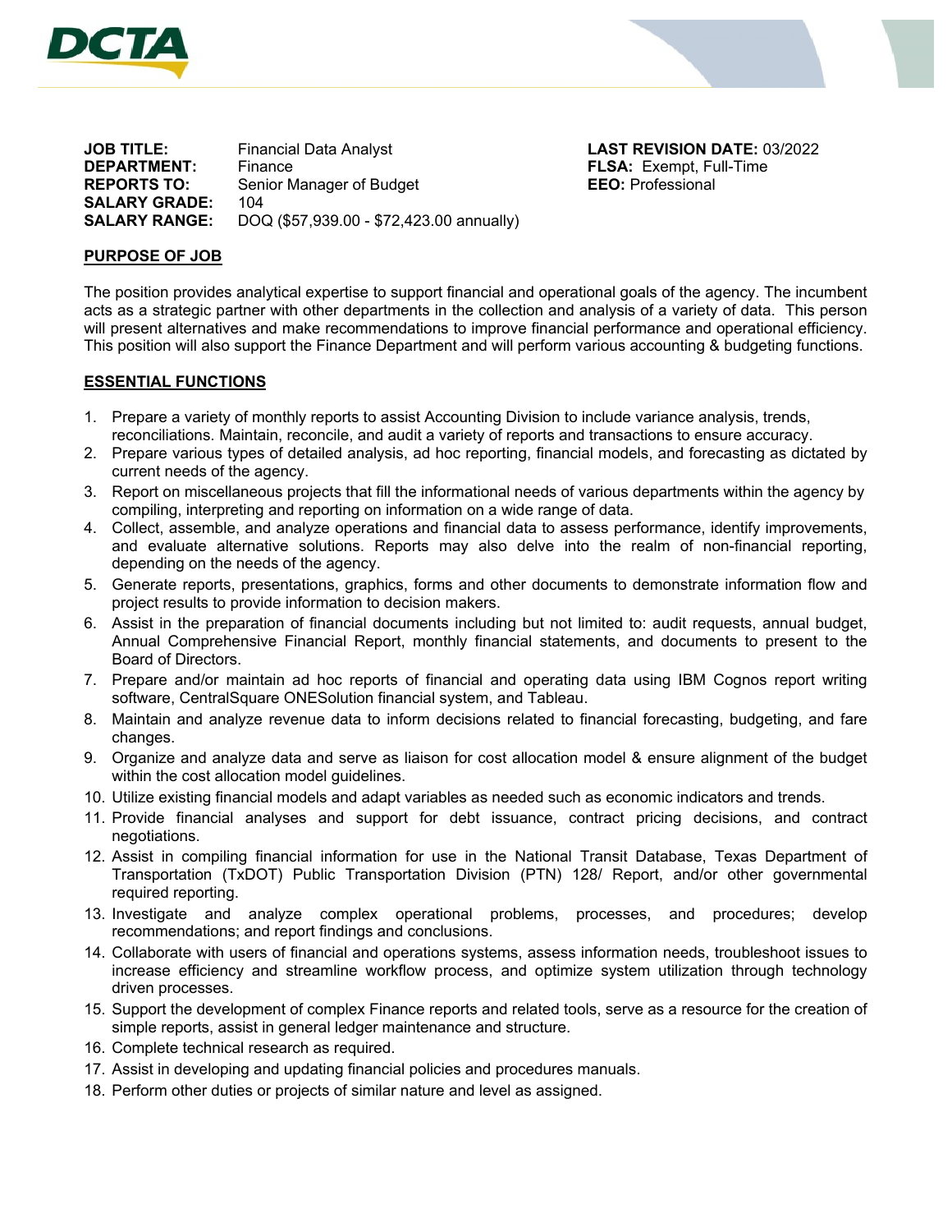DCTA

**JOB TITLE:** Financial Data Analyst
**DEPARTMENT:** Finance
**REPORTS TO:** Senior Manager of Budget
**SALARY GRADE:** 104
**SALARY RANGE:** DOQ ($57,939.00 - $72,423.00 annually)

**LAST REVISION DATE:** 03/2022
**FLSA:** Exempt, Full-Time
**EEO:** Professional

## PURPOSE OF JOB

The position provides analytical expertise to support financial and operational goals of the agency. The incumbent acts as a strategic partner with other departments in the collection and analysis of a variety of data. This person will present alternatives and make recommendations to improve financial performance and operational efficiency. This position will also support the Finance Department and will perform various accounting & budgeting functions.

## ESSENTIAL FUNCTIONS

1. Prepare a variety of monthly reports to assist Accounting Division to include variance analysis, trends, reconciliations. Maintain, reconcile, and audit a variety of reports and transactions to ensure accuracy.
2. Prepare various types of detailed analysis, ad hoc reporting, financial models, and forecasting as dictated by current needs of the agency.
3. Report on miscellaneous projects that fill the informational needs of various departments within the agency by compiling, interpreting and reporting on information on a wide range of data.
4. Collect, assemble, and analyze operations and financial data to assess performance, identify improvements, and evaluate alternative solutions. Reports may also delve into the realm of non-financial reporting, depending on the needs of the agency.
5. Generate reports, presentations, graphics, forms and other documents to demonstrate information flow and project results to provide information to decision makers.
6. Assist in the preparation of financial documents including but not limited to: audit requests, annual budget, Annual Comprehensive Financial Report, monthly financial statements, and documents to present to the Board of Directors.
7. Prepare and/or maintain ad hoc reports of financial and operating data using IBM Cognos report writing software, CentralSquare ONESolution financial system, and Tableau.
8. Maintain and analyze revenue data to inform decisions related to financial forecasting, budgeting, and fare changes.
9. Organize and analyze data and serve as liaison for cost allocation model & ensure alignment of the budget within the cost allocation model guidelines.
10. Utilize existing financial models and adapt variables as needed such as economic indicators and trends.
11. Provide financial analyses and support for debt issuance, contract pricing decisions, and contract negotiations.
12. Assist in compiling financial information for use in the National Transit Database, Texas Department of Transportation (TxDOT) Public Transportation Division (PTN) 128/ Report, and/or other governmental required reporting.
13. Investigate and analyze complex operational problems, processes, and procedures; develop recommendations; and report findings and conclusions.
14. Collaborate with users of financial and operations systems, assess information needs, troubleshoot issues to increase efficiency and streamline workflow process, and optimize system utilization through technology driven processes.
15. Support the development of complex Finance reports and related tools, serve as a resource for the creation of simple reports, assist in general ledger maintenance and structure.
16. Complete technical research as required.
17. Assist in developing and updating financial policies and procedures manuals.
18. Perform other duties or projects of similar nature and level as assigned.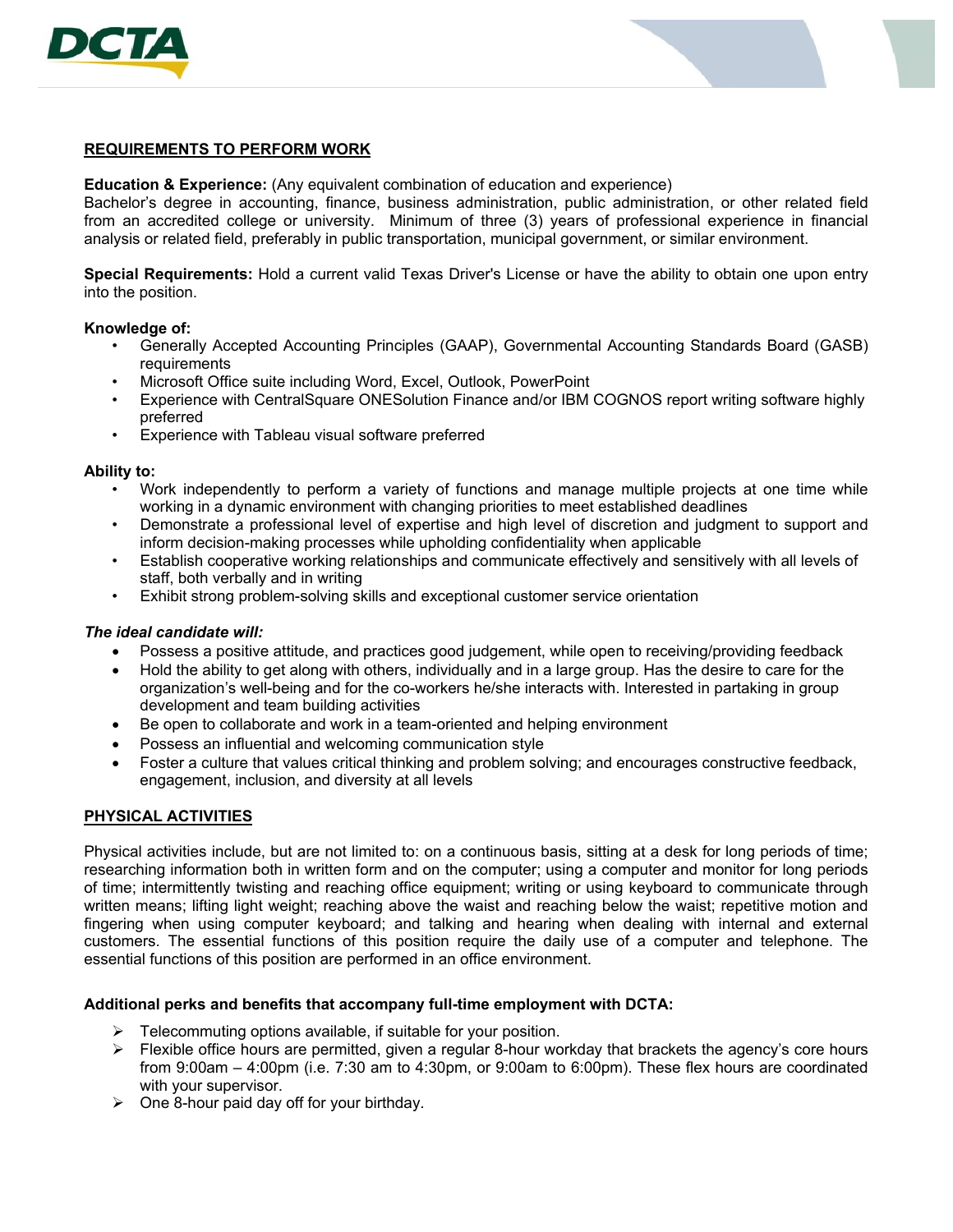## REQUIREMENTS TO PERFORM WORK

**Education & Experience:** (Any equivalent combination of education and experience)
Bachelor's degree in accounting, finance, business administration, public administration, or other related field from an accredited college or university. Minimum of three (3) years of professional experience in financial analysis or related field, preferably in public transportation, municipal government, or similar environment.

**Special Requirements:** Hold a current valid Texas Driver's License or have the ability to obtain one upon entry into the position.

**Knowledge of:**

- Generally Accepted Accounting Principles (GAAP), Governmental Accounting Standards Board (GASB) requirements
- Microsoft Office suite including Word, Excel, Outlook, PowerPoint
- Experience with CentralSquare ONESolution Finance and/or IBM COGNOS report writing software highly preferred
- Experience with Tableau visual software preferred

**Ability to:**

- Work independently to perform a variety of functions and manage multiple projects at one time while working in a dynamic environment with changing priorities to meet established deadlines
- Demonstrate a professional level of expertise and high level of discretion and judgment to support and inform decision-making processes while upholding confidentiality when applicable
- Establish cooperative working relationships and communicate effectively and sensitively with all levels of staff, both verbally and in writing
- Exhibit strong problem-solving skills and exceptional customer service orientation

***The ideal candidate will:***

- Possess a positive attitude, and practices good judgement, while open to receiving/providing feedback
- Hold the ability to get along with others, individually and in a large group. Has the desire to care for the organization's well-being and for the co-workers he/she interacts with. Interested in partaking in group development and team building activities
- Be open to collaborate and work in a team-oriented and helping environment
- Possess an influential and welcoming communication style
- Foster a culture that values critical thinking and problem solving; and encourages constructive feedback, engagement, inclusion, and diversity at all levels

## PHYSICAL ACTIVITIES

Physical activities include, but are not limited to: on a continuous basis, sitting at a desk for long periods of time; researching information both in written form and on the computer; using a computer and monitor for long periods of time; intermittently twisting and reaching office equipment; writing or using keyboard to communicate through written means; lifting light weight; reaching above the waist and reaching below the waist; repetitive motion and fingering when using computer keyboard; and talking and hearing when dealing with internal and external customers. The essential functions of this position require the daily use of a computer and telephone. The essential functions of this position are performed in an office environment.

**Additional perks and benefits that accompany full-time employment with DCTA:**

- Telecommuting options available, if suitable for your position.
- Flexible office hours are permitted, given a regular 8-hour workday that brackets the agency's core hours from 9:00am – 4:00pm (i.e. 7:30 am to 4:30pm, or 9:00am to 6:00pm). These flex hours are coordinated with your supervisor.
- One 8-hour paid day off for your birthday.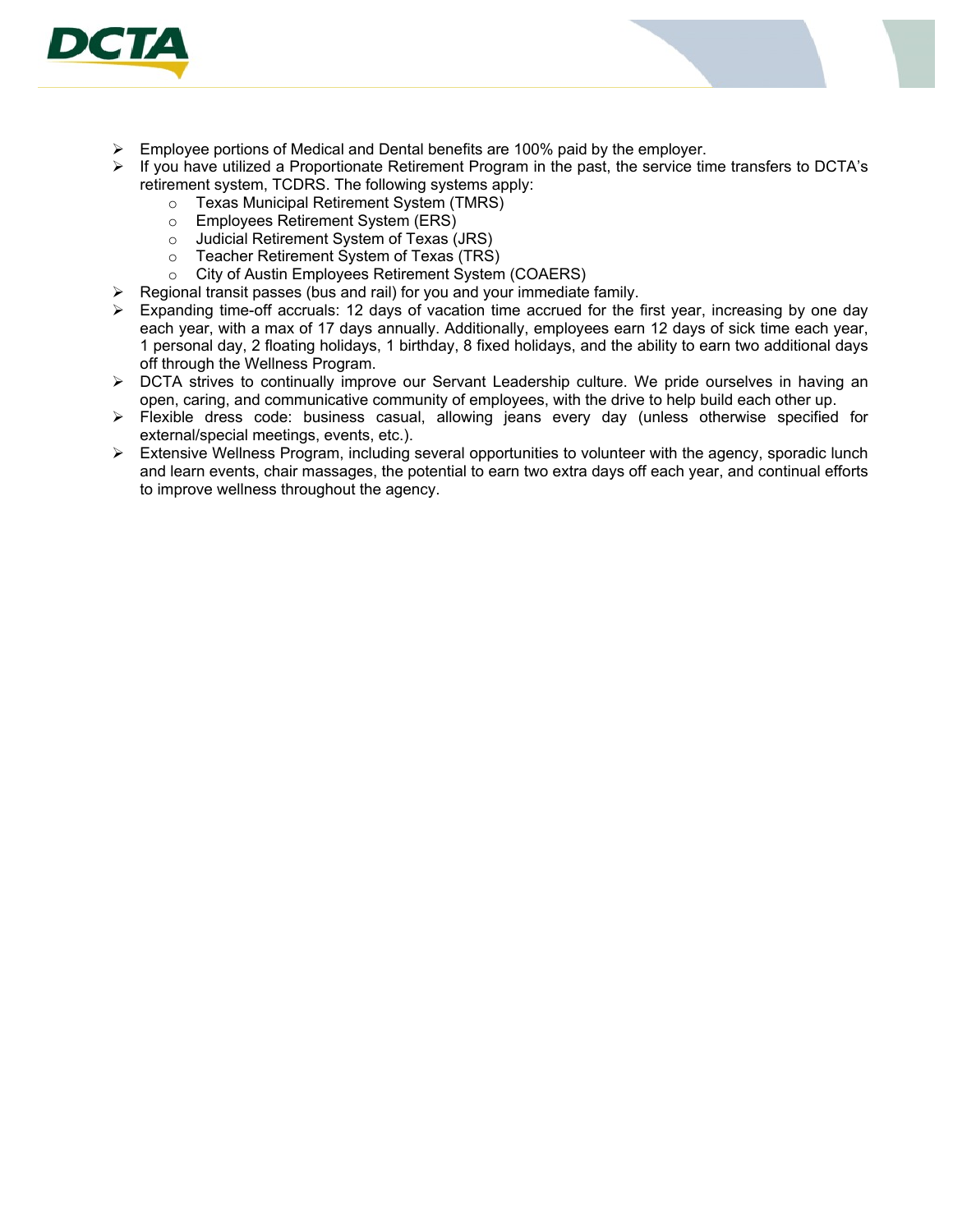- Employee portions of Medical and Dental benefits are 100% paid by the employer.
- If you have utilized a Proportionate Retirement Program in the past, the service time transfers to DCTA's retirement system, TCDRS. The following systems apply:
  - Texas Municipal Retirement System (TMRS)
  - Employees Retirement System (ERS)
  - Judicial Retirement System of Texas (JRS)
  - Teacher Retirement System of Texas (TRS)
  - City of Austin Employees Retirement System (COAERS)
- Regional transit passes (bus and rail) for you and your immediate family.
- Expanding time-off accruals: 12 days of vacation time accrued for the first year, increasing by one day each year, with a max of 17 days annually. Additionally, employees earn 12 days of sick time each year, 1 personal day, 2 floating holidays, 1 birthday, 8 fixed holidays, and the ability to earn two additional days off through the Wellness Program.
- DCTA strives to continually improve our Servant Leadership culture. We pride ourselves in having an open, caring, and communicative community of employees, with the drive to help build each other up.
- Flexible dress code: business casual, allowing jeans every day (unless otherwise specified for external/special meetings, events, etc.).
- Extensive Wellness Program, including several opportunities to volunteer with the agency, sporadic lunch and learn events, chair massages, the potential to earn two extra days off each year, and continual efforts to improve wellness throughout the agency.